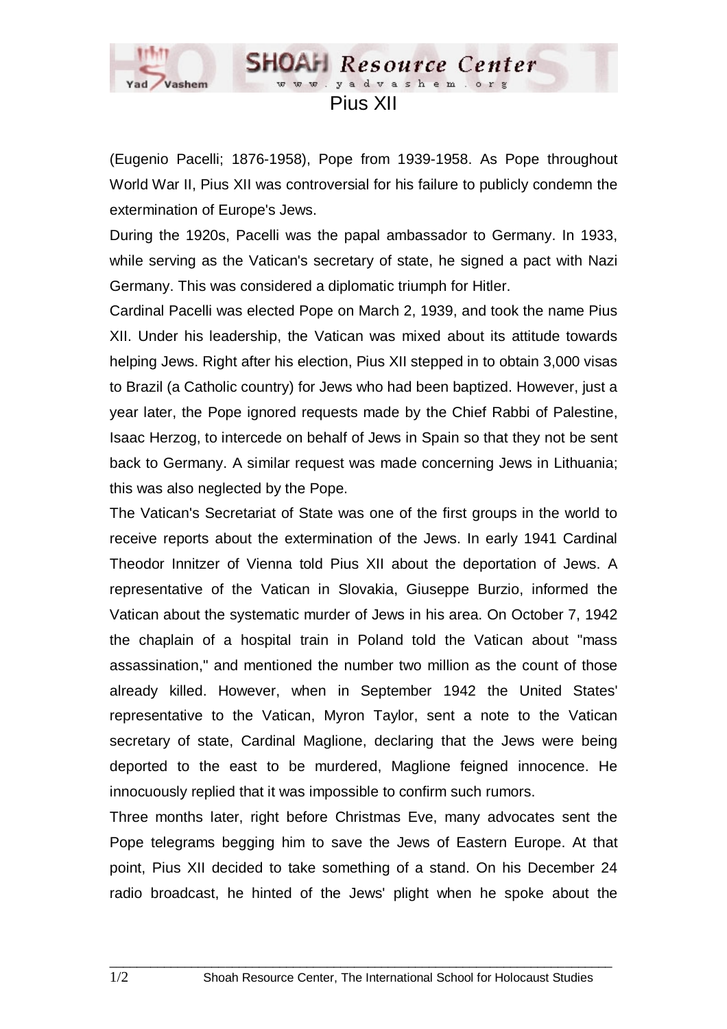# Pius XII

(Eugenio Pacelli; 1876-1958), Pope from 1939-1958. As Pope throughout World War II, Pius XII was controversial for his failure to publicly condemn the extermination of Europe's Jews.

During the 1920s, Pacelli was the papal ambassador to Germany. In 1933, while serving as the Vatican's secretary of state, he signed a pact with Nazi Germany. This was considered a diplomatic triumph for Hitler.

Cardinal Pacelli was elected Pope on March 2, 1939, and took the name Pius XII. Under his leadership, the Vatican was mixed about its attitude towards helping Jews. Right after his election, Pius XII stepped in to obtain 3,000 visas to Brazil (a Catholic country) for Jews who had been baptized. However, just a year later, the Pope ignored requests made by the Chief Rabbi of Palestine, Isaac Herzog, to intercede on behalf of Jews in Spain so that they not be sent back to Germany. A similar request was made concerning Jews in Lithuania; this was also neglected by the Pope.

The Vatican's Secretariat of State was one of the first groups in the world to receive reports about the extermination of the Jews. In early 1941 Cardinal Theodor Innitzer of Vienna told Pius XII about the deportation of Jews. A representative of the Vatican in Slovakia, Giuseppe Burzio, informed the Vatican about the systematic murder of Jews in his area. On October 7, 1942 the chaplain of a hospital train in Poland told the Vatican about "mass assassination," and mentioned the number two million as the count of those already killed. However, when in September 1942 the United States' representative to the Vatican, Myron Taylor, sent a note to the Vatican secretary of state, Cardinal Maglione, declaring that the Jews were being deported to the east to be murdered, Maglione feigned innocence. He innocuously replied that it was impossible to confirm such rumors.

Three months later, right before Christmas Eve, many advocates sent the Pope telegrams begging him to save the Jews of Eastern Europe. At that point, Pius XII decided to take something of a stand. On his December 24 radio broadcast, he hinted of the Jews' plight when he spoke about the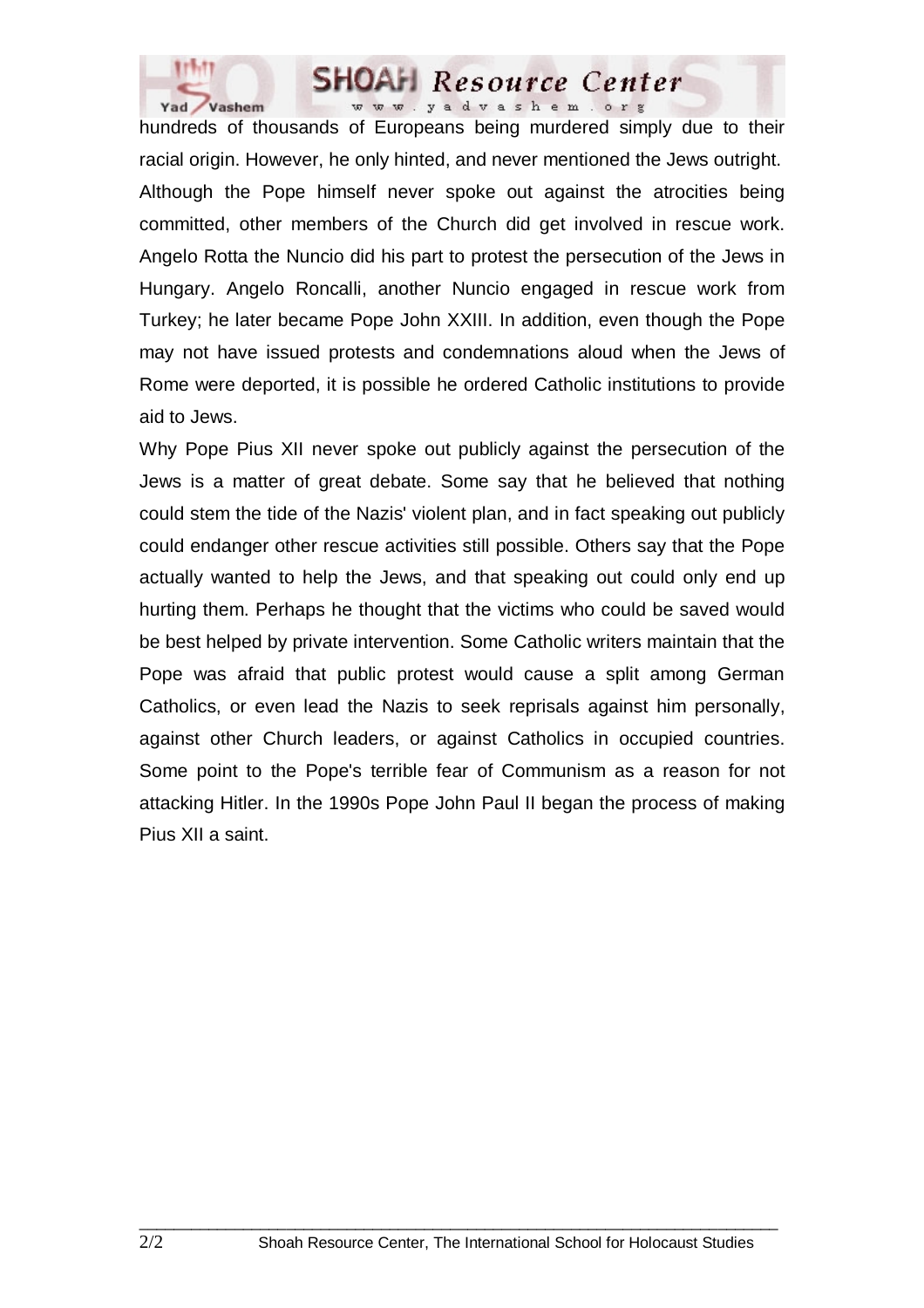hundreds of thousands of Europeans being murdered simply due to their racial origin. However, he only hinted, and never mentioned the Jews outright. Although the Pope himself never spoke out against the atrocities being committed, other members of the Church did get involved in rescue work. Angelo Rotta the Nuncio did his part to protest the persecution of the Jews in Hungary. Angelo Roncalli, another Nuncio engaged in rescue work from Turkey; he later became Pope John XXIII. In addition, even though the Pope may not have issued protests and condemnations aloud when the Jews of Rome were deported, it is possible he ordered Catholic institutions to provide aid to Jews.

Why Pope Pius XII never spoke out publicly against the persecution of the Jews is a matter of great debate. Some say that he believed that nothing could stem the tide of the Nazis' violent plan, and in fact speaking out publicly could endanger other rescue activities still possible. Others say that the Pope actually wanted to help the Jews, and that speaking out could only end up hurting them. Perhaps he thought that the victims who could be saved would be best helped by private intervention. Some Catholic writers maintain that the Pope was afraid that public protest would cause a split among German Catholics, or even lead the Nazis to seek reprisals against him personally, against other Church leaders, or against Catholics in occupied countries. Some point to the Pope's terrible fear of Communism as a reason for not attacking Hitler. In the 1990s Pope John Paul II began the process of making Pius XII a saint.